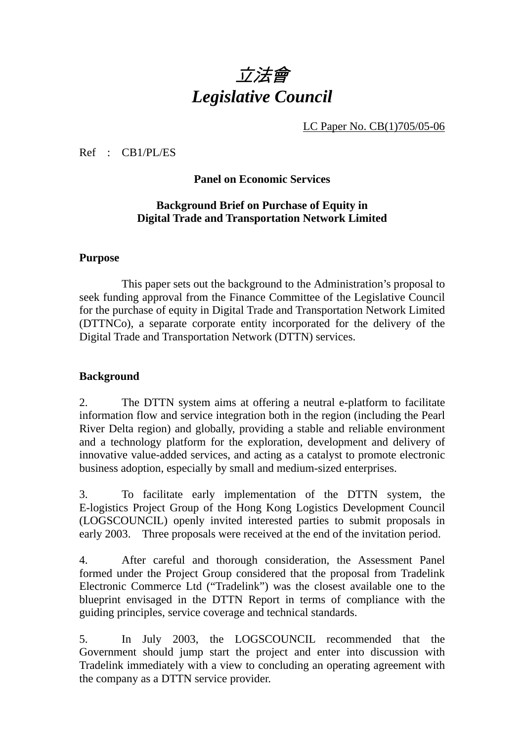# *立法會*
# *Legislative Council*

LC Paper No. CB(1)705/05-06

Ref : CB1/PL/ES

**Panel on Economic Services**

**Background Brief on Purchase of Equity in Digital Trade and Transportation Network Limited**

**Purpose**

This paper sets out the background to the Administration's proposal to seek funding approval from the Finance Committee of the Legislative Council for the purchase of equity in Digital Trade and Transportation Network Limited (DTTNCo), a separate corporate entity incorporated for the delivery of the Digital Trade and Transportation Network (DTTN) services.

**Background**

2. The DTTN system aims at offering a neutral e-platform to facilitate information flow and service integration both in the region (including the Pearl River Delta region) and globally, providing a stable and reliable environment and a technology platform for the exploration, development and delivery of innovative value-added services, and acting as a catalyst to promote electronic business adoption, especially by small and medium-sized enterprises.

3. To facilitate early implementation of the DTTN system, the E-logistics Project Group of the Hong Kong Logistics Development Council (LOGSCOUNCIL) openly invited interested parties to submit proposals in early 2003. Three proposals were received at the end of the invitation period.

4. After careful and thorough consideration, the Assessment Panel formed under the Project Group considered that the proposal from Tradelink Electronic Commerce Ltd ("Tradelink") was the closest available one to the blueprint envisaged in the DTTN Report in terms of compliance with the guiding principles, service coverage and technical standards.

5. In July 2003, the LOGSCOUNCIL recommended that the Government should jump start the project and enter into discussion with Tradelink immediately with a view to concluding an operating agreement with the company as a DTTN service provider.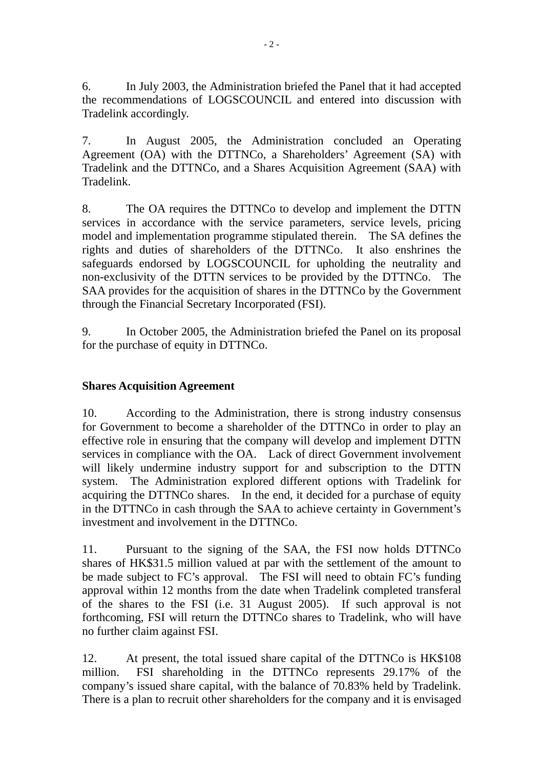6. In July 2003, the Administration briefed the Panel that it had accepted the recommendations of LOGSCOUNCIL and entered into discussion with Tradelink accordingly.

7. In August 2005, the Administration concluded an Operating Agreement (OA) with the DTTNCo, a Shareholders' Agreement (SA) with Tradelink and the DTTNCo, and a Shares Acquisition Agreement (SAA) with Tradelink.

8. The OA requires the DTTNCo to develop and implement the DTTN services in accordance with the service parameters, service levels, pricing model and implementation programme stipulated therein. The SA defines the rights and duties of shareholders of the DTTNCo. It also enshrines the safeguards endorsed by LOGSCOUNCIL for upholding the neutrality and non-exclusivity of the DTTN services to be provided by the DTTNCo. The SAA provides for the acquisition of shares in the DTTNCo by the Government through the Financial Secretary Incorporated (FSI).

9. In October 2005, the Administration briefed the Panel on its proposal for the purchase of equity in DTTNCo.

**Shares Acquisition Agreement**

10. According to the Administration, there is strong industry consensus for Government to become a shareholder of the DTTNCo in order to play an effective role in ensuring that the company will develop and implement DTTN services in compliance with the OA. Lack of direct Government involvement will likely undermine industry support for and subscription to the DTTN system. The Administration explored different options with Tradelink for acquiring the DTTNCo shares. In the end, it decided for a purchase of equity in the DTTNCo in cash through the SAA to achieve certainty in Government's investment and involvement in the DTTNCo.

11. Pursuant to the signing of the SAA, the FSI now holds DTTNCo shares of HK$31.5 million valued at par with the settlement of the amount to be made subject to FC's approval. The FSI will need to obtain FC's funding approval within 12 months from the date when Tradelink completed transferal of the shares to the FSI (i.e. 31 August 2005). If such approval is not forthcoming, FSI will return the DTTNCo shares to Tradelink, who will have no further claim against FSI.

12. At present, the total issued share capital of the DTTNCo is HK$108 million. FSI shareholding in the DTTNCo represents 29.17% of the company's issued share capital, with the balance of 70.83% held by Tradelink. There is a plan to recruit other shareholders for the company and it is envisaged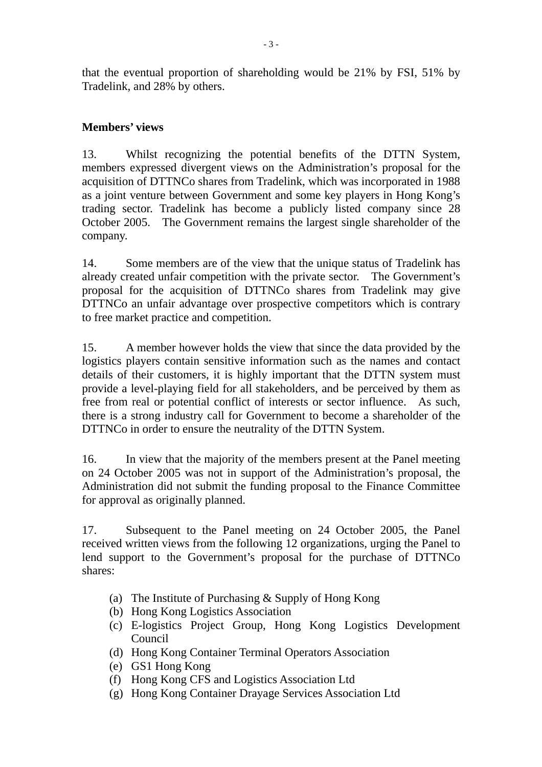that the eventual proportion of shareholding would be 21% by FSI, 51% by Tradelink, and 28% by others.

**Members' views**

13. Whilst recognizing the potential benefits of the DTTN System, members expressed divergent views on the Administration's proposal for the acquisition of DTTNCo shares from Tradelink, which was incorporated in 1988 as a joint venture between Government and some key players in Hong Kong's trading sector. Tradelink has become a publicly listed company since 28 October 2005. The Government remains the largest single shareholder of the company.

14. Some members are of the view that the unique status of Tradelink has already created unfair competition with the private sector. The Government's proposal for the acquisition of DTTNCo shares from Tradelink may give DTTNCo an unfair advantage over prospective competitors which is contrary to free market practice and competition.

15. A member however holds the view that since the data provided by the logistics players contain sensitive information such as the names and contact details of their customers, it is highly important that the DTTN system must provide a level-playing field for all stakeholders, and be perceived by them as free from real or potential conflict of interests or sector influence. As such, there is a strong industry call for Government to become a shareholder of the DTTNCo in order to ensure the neutrality of the DTTN System.

16. In view that the majority of the members present at the Panel meeting on 24 October 2005 was not in support of the Administration's proposal, the Administration did not submit the funding proposal to the Finance Committee for approval as originally planned.

17. Subsequent to the Panel meeting on 24 October 2005, the Panel received written views from the following 12 organizations, urging the Panel to lend support to the Government's proposal for the purchase of DTTNCo shares:

(a) The Institute of Purchasing & Supply of Hong Kong
(b) Hong Kong Logistics Association
(c) E-logistics Project Group, Hong Kong Logistics Development Council
(d) Hong Kong Container Terminal Operators Association
(e) GS1 Hong Kong
(f) Hong Kong CFS and Logistics Association Ltd
(g) Hong Kong Container Drayage Services Association Ltd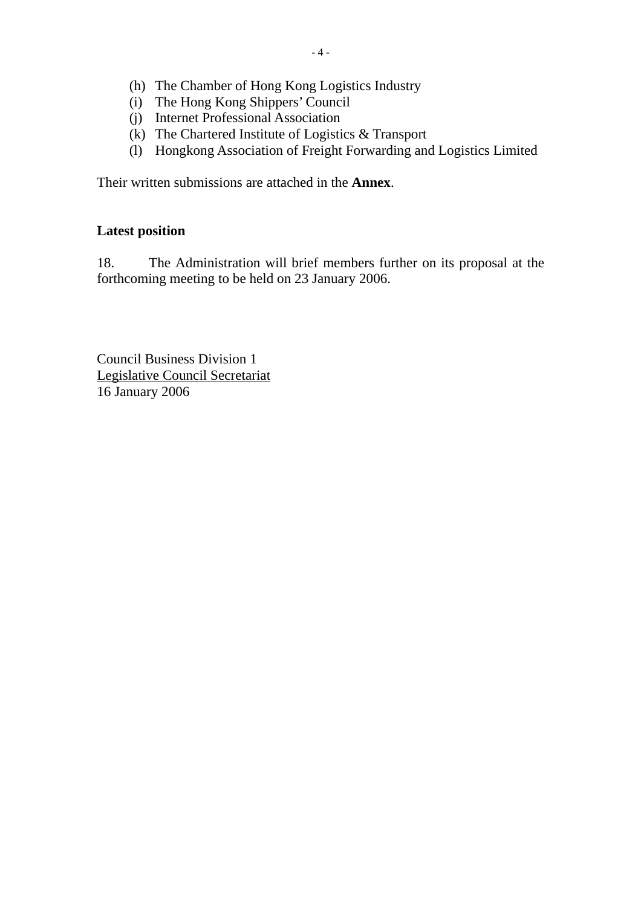(h) The Chamber of Hong Kong Logistics Industry
(i) The Hong Kong Shippers' Council
(j) Internet Professional Association
(k) The Chartered Institute of Logistics & Transport
(l) Hongkong Association of Freight Forwarding and Logistics Limited

Their written submissions are attached in the **Annex**.

**Latest position**

18. The Administration will brief members further on its proposal at the forthcoming meeting to be held on 23 January 2006.

Council Business Division 1
Legislative Council Secretariat
16 January 2006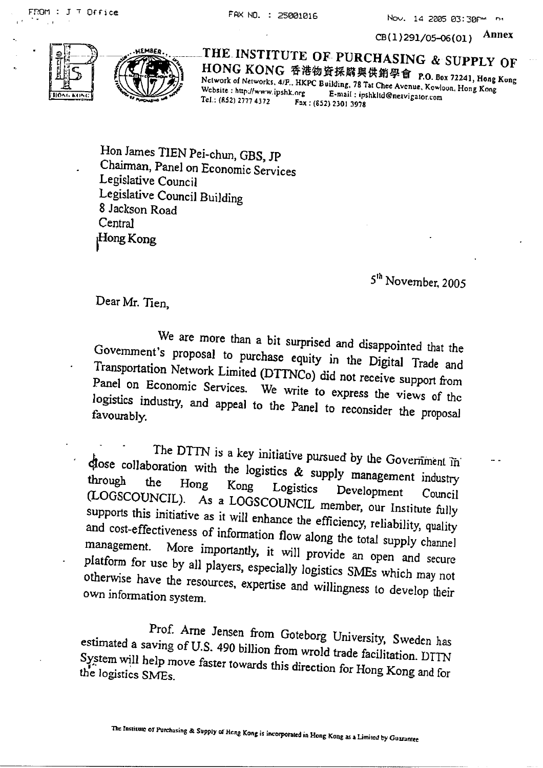CB(1)291/05-06(01) **Annex**

**THE INSTITUTE OF PURCHASING & SUPPLY OF HONG KONG 香港物資採購與供銷學會** P.O. Box 72241, Hong Kong
Network of Networks, 4/F., HKPC Building, 78 Tat Chee Avenue, Kowloon, Hong Kong
Website : http://www.ipshk.org E-mail : ipshkltd@netvigator.com
Tel.: (852) 2777 4372 Fax : (852) 2301 3978

Hon James TIEN Pei-chun, GBS, JP
Chairman, Panel on Economic Services
Legislative Council
Legislative Council Building
8 Jackson Road
Central
Hong Kong

5th November, 2005

Dear Mr. Tien,

We are more than a bit surprised and disappointed that the Government's proposal to purchase equity in the Digital Trade and Transportation Network Limited (DTTNCo) did not receive support from Panel on Economic Services. We write to express the views of the logistics industry, and appeal to the Panel to reconsider the proposal favourably.

The DTTN is a key initiative pursued by the Government in close collaboration with the logistics & supply management industry through the Hong Kong Logistics Development Council (LOGSCOUNCIL). As a LOGSCOUNCIL member, our Institute fully supports this initiative as it will enhance the efficiency, reliability, quality and cost-effectiveness of information flow along the total supply channel management. More importantly, it will provide an open and secure platform for use by all players, especially logistics SMEs which may not otherwise have the resources, expertise and willingness to develop their own information system.

Prof. Arne Jensen from Goteborg University, Sweden has estimated a saving of U.S. 490 billion from wrold trade facilitation. DTTN System will help move faster towards this direction for Hong Kong and for the logistics SMEs.

The Institute of Purchasing & Supply of Hong Kong is incorporated in Hong Kong as a Limited by Guarantee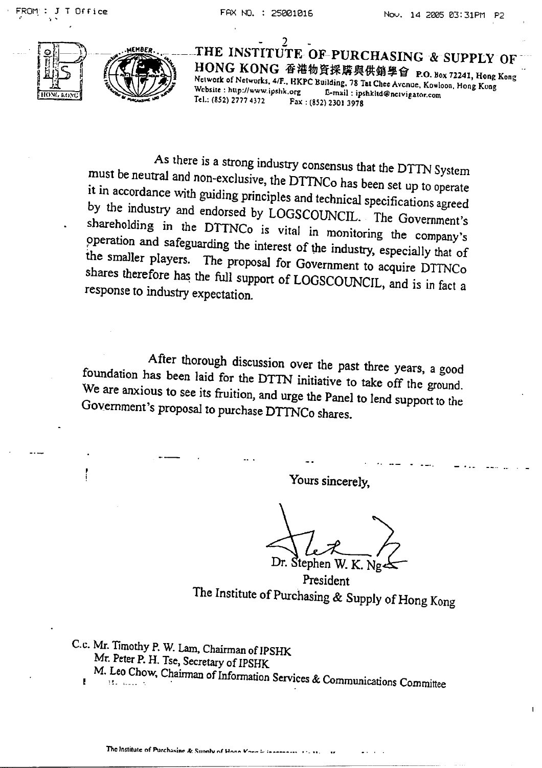**THE INSTITUTE OF PURCHASING & SUPPLY OF HONG KONG 香港物資採購與供銷學會** P.O. Box 72241, Hong Kong
Network of Networks, 4/F., HKPC Building, 78 Tat Chee Avenue, Kowloon, Hong Kong
Website : http://www.ipshk.org E-mail : ipshkltd@netvigator.com
Tel.: (852) 2777 4372 Fax : (852) 2301 3978

As there is a strong industry consensus that the DTTN System must be neutral and non-exclusive, the DTTNCo has been set up to operate it in accordance with guiding principles and technical specifications agreed by the industry and endorsed by LOGSCOUNCIL. The Government's shareholding in the DTTNCo is vital in monitoring the company's operation and safeguarding the interest of the industry, especially that of the smaller players. The proposal for Government to acquire DTTNCo shares therefore has the full support of LOGSCOUNCIL, and is in fact a response to industry expectation.

After thorough discussion over the past three years, a good foundation has been laid for the DTTN initiative to take off the ground. We are anxious to see its fruition, and urge the Panel to lend support to the Government's proposal to purchase DTTNCo shares.

Yours sincerely,

Dr. Stephen W. K. Ng
President
The Institute of Purchasing & Supply of Hong Kong

C.c. Mr. Timothy P. W. Lam, Chairman of IPSHK
Mr. Peter P. H. Tse, Secretary of IPSHK
M. Leo Chow, Chairman of Information Services & Communications Committee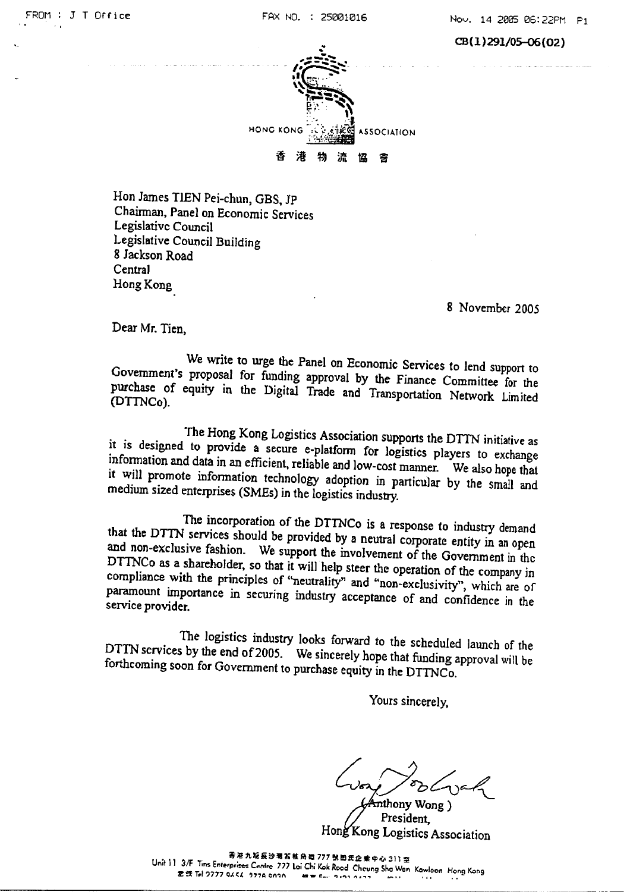CB(1)291/05-06(02)

HONG KONG LOGISTICS ASSOCIATION

香港物流協會

Hon James TIEN Pei-chun, GBS, JP
Chairman, Panel on Economic Services
Legislative Council
Legislative Council Building
8 Jackson Road
Central
Hong Kong

8 November 2005

Dear Mr. Tien,

We write to urge the Panel on Economic Services to lend support to Government's proposal for funding approval by the Finance Committee for the purchase of equity in the Digital Trade and Transportation Network Limited (DTTNCo).

The Hong Kong Logistics Association supports the DTTN initiative as it is designed to provide a secure e-platform for logistics players to exchange information and data in an efficient, reliable and low-cost manner. We also hope that it will promote information technology adoption in particular by the small and medium sized enterprises (SMEs) in the logistics industry.

The incorporation of the DTTNCo is a response to industry demand that the DTTN services should be provided by a neutral corporate entity in an open and non-exclusive fashion. We support the involvement of the Government in the DTTNCo as a shareholder, so that it will help steer the operation of the company in compliance with the principles of "neutrality" and "non-exclusivity", which are of paramount importance in securing industry acceptance of and confidence in the service provider.

The logistics industry looks forward to the scheduled launch of the DTTN services by the end of 2005. We sincerely hope that funding approval will be forthcoming soon for Government to purchase equity in the DTTNCo.

Yours sincerely,

(Anthony Wong)
President,
Hong Kong Logistics Association

香港九龍長沙灣荔枝角道777號田氏企業中心311室
Unit 11 3/F Tins Enterprises Centre 777 Lai Chi Kok Road Cheung Sha Wan Kowloon Hong Kong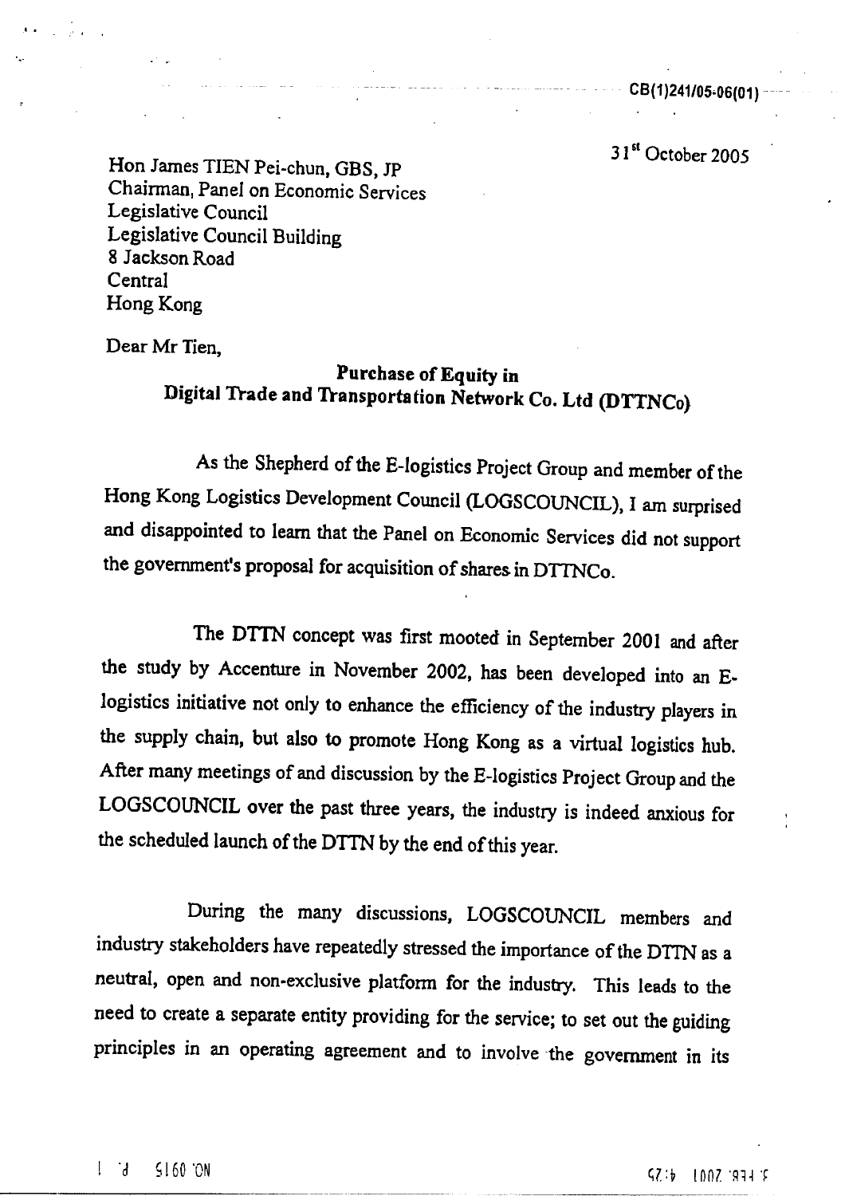CB(1)241/05-06(01)

31[st] October 2005

Hon James TIEN Pei-chun, GBS, JP
Chairman, Panel on Economic Services
Legislative Council
Legislative Council Building
8 Jackson Road
Central
Hong Kong

Dear Mr Tien,

**Purchase of Equity in**
**Digital Trade and Transportation Network Co. Ltd (DTTNCo)**

As the Shepherd of the E-logistics Project Group and member of the Hong Kong Logistics Development Council (LOGSCOUNCIL), I am surprised and disappointed to learn that the Panel on Economic Services did not support the government's proposal for acquisition of shares in DTTNCo.

The DTTN concept was first mooted in September 2001 and after the study by Accenture in November 2002, has been developed into an E-logistics initiative not only to enhance the efficiency of the industry players in the supply chain, but also to promote Hong Kong as a virtual logistics hub. After many meetings of and discussion by the E-logistics Project Group and the LOGSCOUNCIL over the past three years, the industry is indeed anxious for the scheduled launch of the DTTN by the end of this year.

During the many discussions, LOGSCOUNCIL members and industry stakeholders have repeatedly stressed the importance of the DTTN as a neutral, open and non-exclusive platform for the industry. This leads to the need to create a separate entity providing for the service; to set out the guiding principles in an operating agreement and to involve the government in its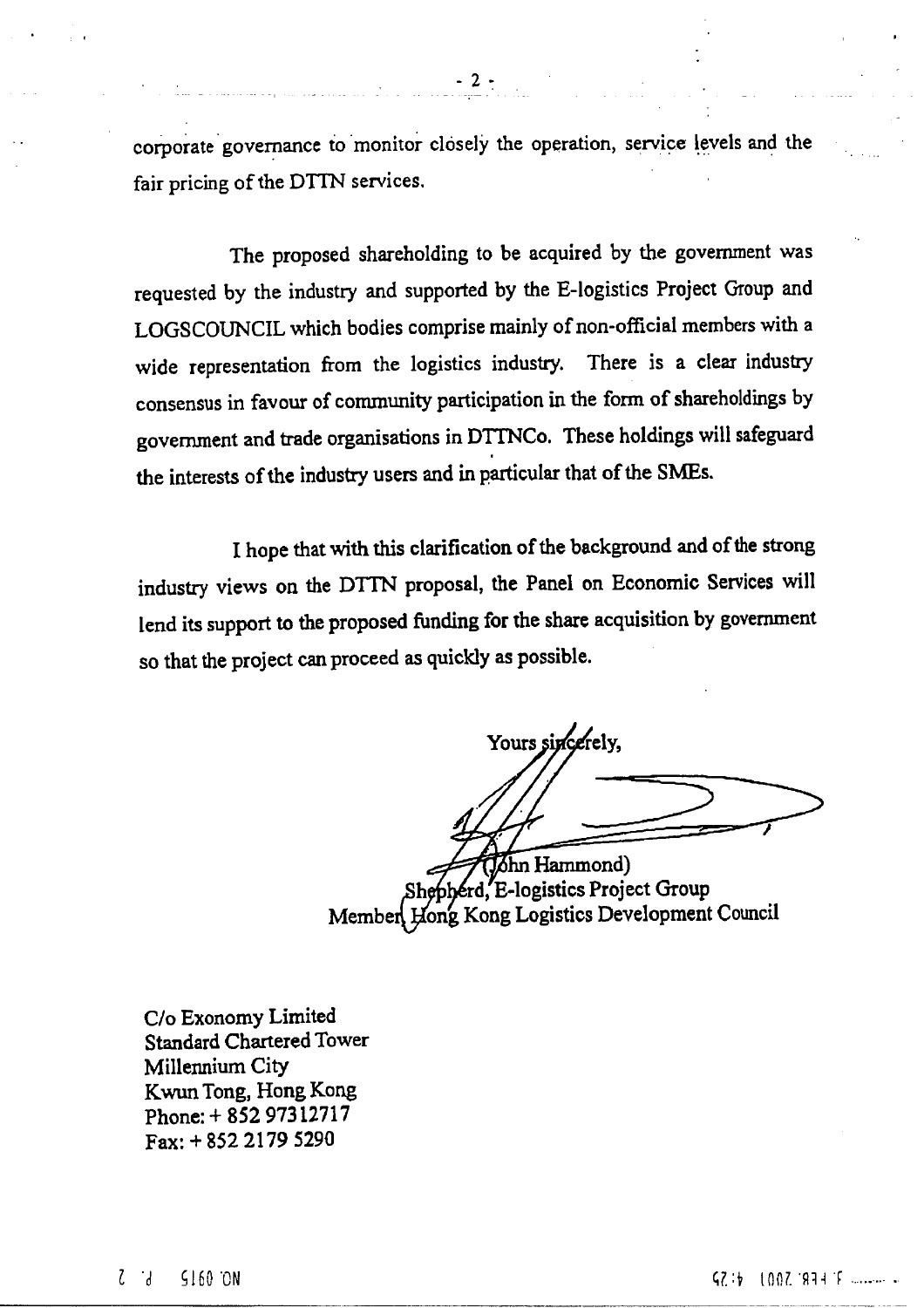corporate governance to monitor closely the operation, service levels and the fair pricing of the DTTN services.

The proposed shareholding to be acquired by the government was requested by the industry and supported by the E-logistics Project Group and LOGSCOUNCIL which bodies comprise mainly of non-official members with a wide representation from the logistics industry. There is a clear industry consensus in favour of community participation in the form of shareholdings by government and trade organisations in DTTNCo. These holdings will safeguard the interests of the industry users and in particular that of the SMEs.

I hope that with this clarification of the background and of the strong industry views on the DTTN proposal, the Panel on Economic Services will lend its support to the proposed funding for the share acquisition by government so that the project can proceed as quickly as possible.

Yours sincerely,

(John Hammond)
Shepherd, E-logistics Project Group
Member, Hong Kong Logistics Development Council

C/o Exonomy Limited
Standard Chartered Tower
Millennium City
Kwun Tong, Hong Kong
Phone: + 852 97312717
Fax: + 852 2179 5290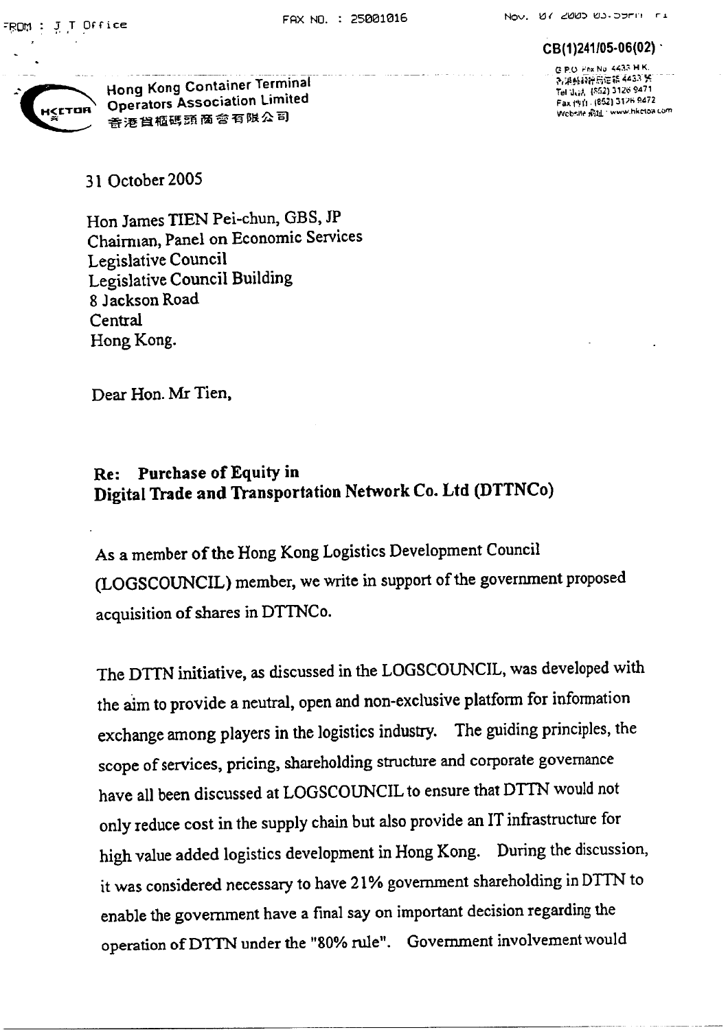CB(1)241/05-06(02)

Hong Kong Container Terminal Operators Association Limited
香港貨櫃碼頭商會有限公司

G.P.O. Box No. 4433 H.K.
香港郵政信箱 4433 號
Tel 電話: (852) 3126 9471
Fax 傳真: (852) 3126 9472
Website 網址: www.hkctoa.com

31 October 2005

Hon James TIEN Pei-chun, GBS, JP
Chairman, Panel on Economic Services
Legislative Council
Legislative Council Building
8 Jackson Road
Central
Hong Kong.

Dear Hon. Mr Tien,

**Re: Purchase of Equity in Digital Trade and Transportation Network Co. Ltd (DTTNCo)**

As a member of the Hong Kong Logistics Development Council (LOGSCOUNCIL) member, we write in support of the government proposed acquisition of shares in DTTNCo.

The DTTN initiative, as discussed in the LOGSCOUNCIL, was developed with the aim to provide a neutral, open and non-exclusive platform for information exchange among players in the logistics industry. The guiding principles, the scope of services, pricing, shareholding structure and corporate governance have all been discussed at LOGSCOUNCIL to ensure that DTTN would not only reduce cost in the supply chain but also provide an IT infrastructure for high value added logistics development in Hong Kong. During the discussion, it was considered necessary to have 21% government shareholding in DTTN to enable the government have a final say on important decision regarding the operation of DTTN under the "80% rule". Government involvement would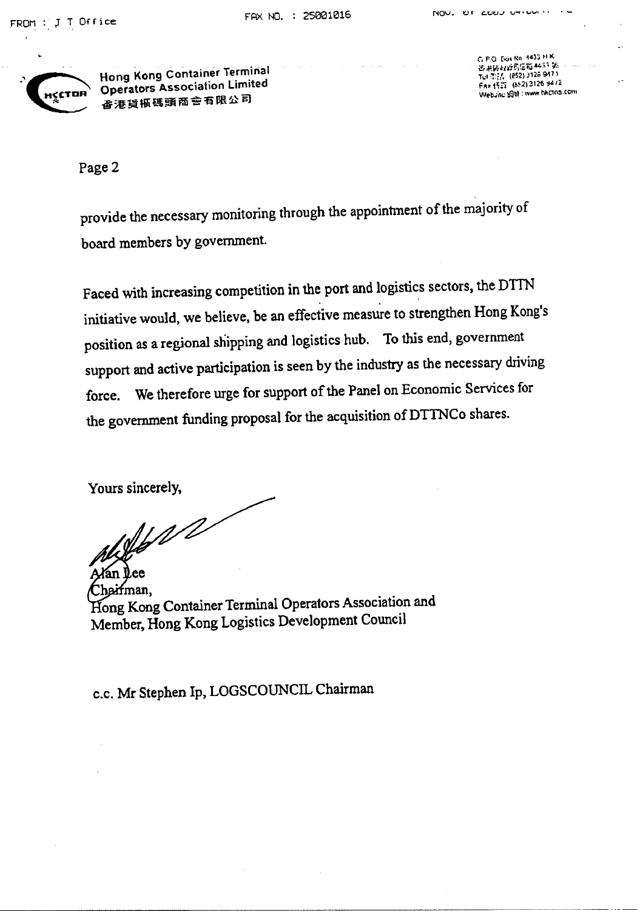Hong Kong Container Terminal Operators Association Limited
香港貨櫃碼頭商會有限公司

G.P.O. Box No. 4433 H.K.
Tel (852) 3125 9471
Fax (852) 3126 9472
Website: www.hkctoa.com

Page 2

provide the necessary monitoring through the appointment of the majority of board members by government.

Faced with increasing competition in the port and logistics sectors, the DTTN initiative would, we believe, be an effective measure to strengthen Hong Kong's position as a regional shipping and logistics hub. To this end, government support and active participation is seen by the industry as the necessary driving force. We therefore urge for support of the Panel on Economic Services for the government funding proposal for the acquisition of DTTNCo shares.

Yours sincerely,

Alan Lee
Chairman,
Hong Kong Container Terminal Operators Association and
Member, Hong Kong Logistics Development Council

c.c. Mr Stephen Ip, LOGSCOUNCIL Chairman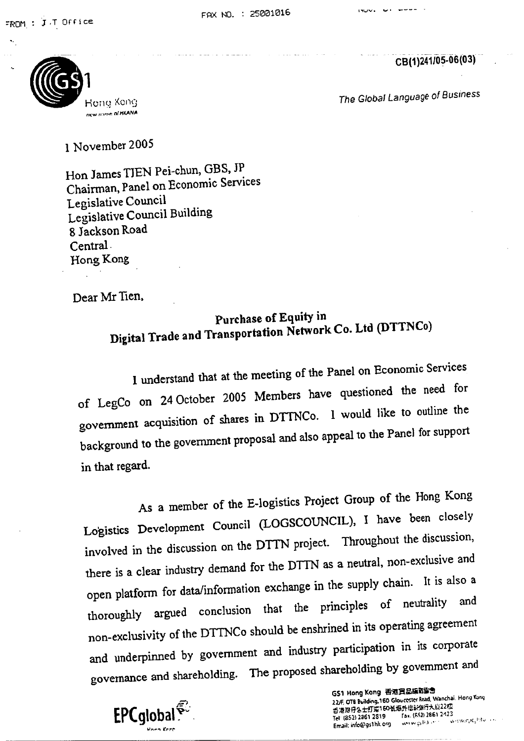CB(1)241/05-06(03)

GS1 Hong Kong
new name of HKANA

*The Global Language of Business*

1 November 2005

Hon James TIEN Pei-chun, GBS, JP
Chairman, Panel on Economic Services
Legislative Council
Legislative Council Building
8 Jackson Road
Central
Hong Kong

Dear Mr Tien,

**Purchase of Equity in**
**Digital Trade and Transportation Network Co. Ltd (DTTNCo)**

I understand that at the meeting of the Panel on Economic Services of LegCo on 24 October 2005 Members have questioned the need for government acquisition of shares in DTTNCo. I would like to outline the background to the government proposal and also appeal to the Panel for support in that regard.

As a member of the E-logistics Project Group of the Hong Kong Logistics Development Council (LOGSCOUNCIL), I have been closely involved in the discussion on the DTTN project. Throughout the discussion, there is a clear industry demand for the DTTN as a neutral, non-exclusive and open platform for data/information exchange in the supply chain. It is also a thoroughly argued conclusion that the principles of neutrality and non-exclusivity of the DTTNCo should be enshrined in its operating agreement and underpinned by government and industry participation in its corporate governance and shareholding. The proposed shareholding by government and

EPCglobal
Hong Kong

GS1 Hong Kong 香港貨品編碼協會
22/F, OTB Building, 160 Gloucester Road, Wanchai, Hong Kong
香港灣仔告士打道160號海外信託銀行大廈22樓
Tel (852) 2861 2819 Fax (852) 2861 2423
Email: info@gs1hk.org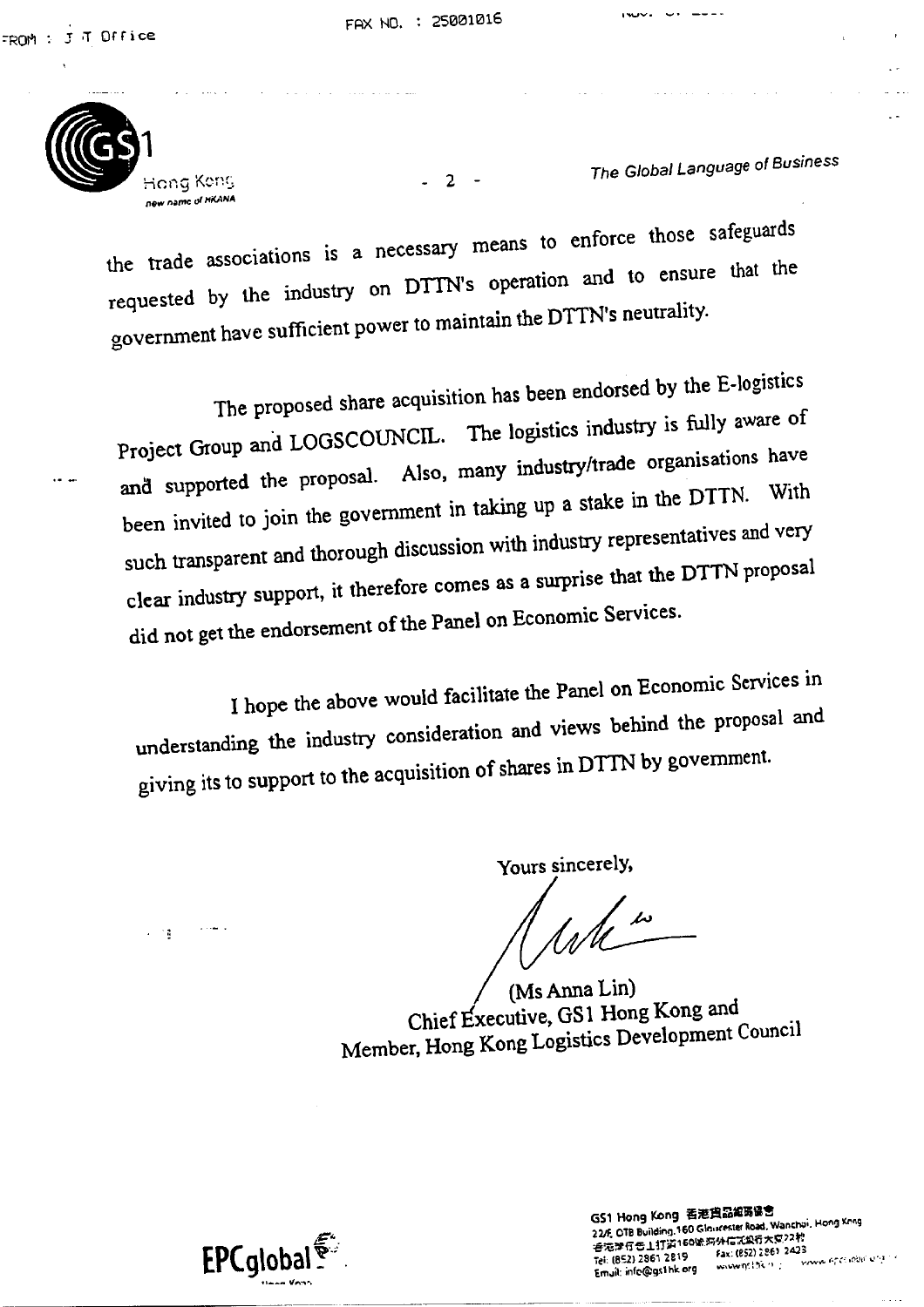the trade associations is a necessary means to enforce those safeguards requested by the industry on DTTN's operation and to ensure that the government have sufficient power to maintain the DTTN's neutrality.

The proposed share acquisition has been endorsed by the E-logistics Project Group and LOGSCOUNCIL. The logistics industry is fully aware of and supported the proposal. Also, many industry/trade organisations have been invited to join the government in taking up a stake in the DTTN. With such transparent and thorough discussion with industry representatives and very clear industry support, it therefore comes as a surprise that the DTTN proposal did not get the endorsement of the Panel on Economic Services.

I hope the above would facilitate the Panel on Economic Services in understanding the industry consideration and views behind the proposal and giving its to support to the acquisition of shares in DTTN by government.

Yours sincerely,

(Ms Anna Lin)
Chief Executive, GS1 Hong Kong and
Member, Hong Kong Logistics Development Council

GS1 Hong Kong 香港貨品編碼協會
22/F, OTB Building, 160 Gloucester Road, Wanchai, Hong Kong
Tel: (852) 2861 2819 Fax: (852) 2861 2423
Email: info@gs1hk.org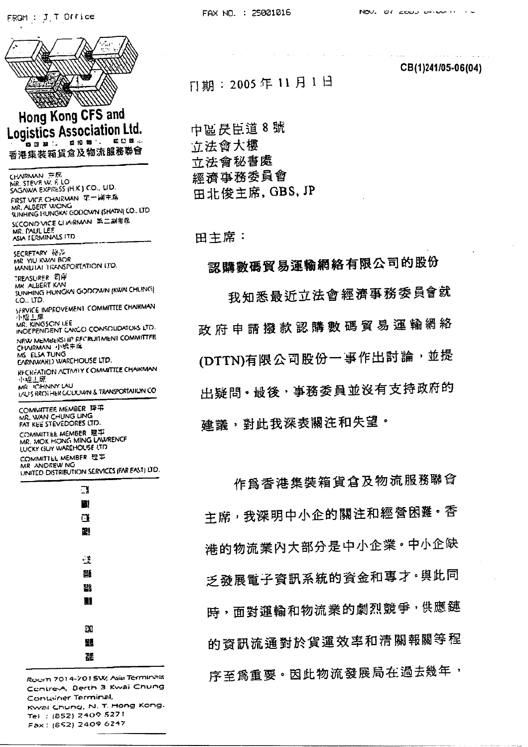FROM : J.T Office　　　FAX NO. : 25001016

CB(1)241/05-06(04)

**Hong Kong CFS and Logistics Association Ltd.**
**香港集裝箱貨倉及物流服務聯會**

CHAIRMAN 主席
MR. STEVE W. F. LO
SAGAWA EXPRESS (H.K.) CO., LTD.

FIRST VICE CHAIRMAN 第一副主席
MR. ALBERT WONG
SUNHING HUNGKAI GODOWN (SHATIN) CO., LTD

SECOND VICE CHAIRMAN 第二副主席
MR. PAUL LEE
ASIA TERMINALS LTD

SECRETARY 秘書
MR. YIU KWAI BOR
MANUTAI TRANSPORTATION LTD.

TREASURER 司庫
MR. ALBERT KAN
SUNHING HUNGKAI GODOWN (KWAI CHUNG) CO., LTD.

SERVICE IMPROVEMENT COMMITTEE CHAIRMAN 小組主席
MR. KINGSON LEE
INDEPENDENT CARGO CONSOLIDATORS LTD.

NEW MEMBERSHIP RECRUITMENT COMMITTEE CHAIRMAN 小組主席
MS. ELSA TUNG
EARNWARD WAREHOUSE LTD.

RECREATION ACTIVITY COMMITTEE CHAIRMAN 小組主席
MR. JOHNNY LAU
LAU'S BROTHER GODOWN & TRANSPORTATION CO.

COMMITTEE MEMBER 理事
MR. WAN CHUNG LING
FAT KEE STEVEDORES LTD.

COMMITTEE MEMBER 理事
MR. MOK HONG MING LAWRENCE
LUCKY GUY WAREHOUSE LTD

COMMITTEE MEMBER 理事
MR. ANDREW NG
UNITED DISTRIBUTION SERVICES (FAR EAST) LTD.

Room 7014-7015W, Asia Terminals Centre-A, Berth 3 Kwai Chung Container Terminal, Kwai Chung, N. T. Hong Kong.
Tel : (852) 2409 5271
Fax : (852) 2409 6247

日期：2005 年 11 月 1 日

中區昃臣道 8 號
立法會大樓
立法會秘書處
經濟事務委員會
田北俊主席, GBS, JP

田主席：

**認購數碼貿易運輸網絡有限公司的股份**

我知悉最近立法會經濟事務委員會就政府申請撥款認購數碼貿易運輸網絡(DTTN)有限公司股份一事作出討論，並提出疑問。最後，事務委員並沒有支持政府的建議，對此我深表關注和失望。

作爲香港集裝箱貨倉及物流服務聯會主席，我深明中小企的關注和經營困難。香港的物流業內大部分是中小企業。中小企缺乏發展電子資訊系統的資金和專才。與此同時，面對運輸和物流業的劇烈競爭，供應鏈的資訊流通對於貨運效率和清關報關等程序至爲重要。因此物流發展局在過去幾年，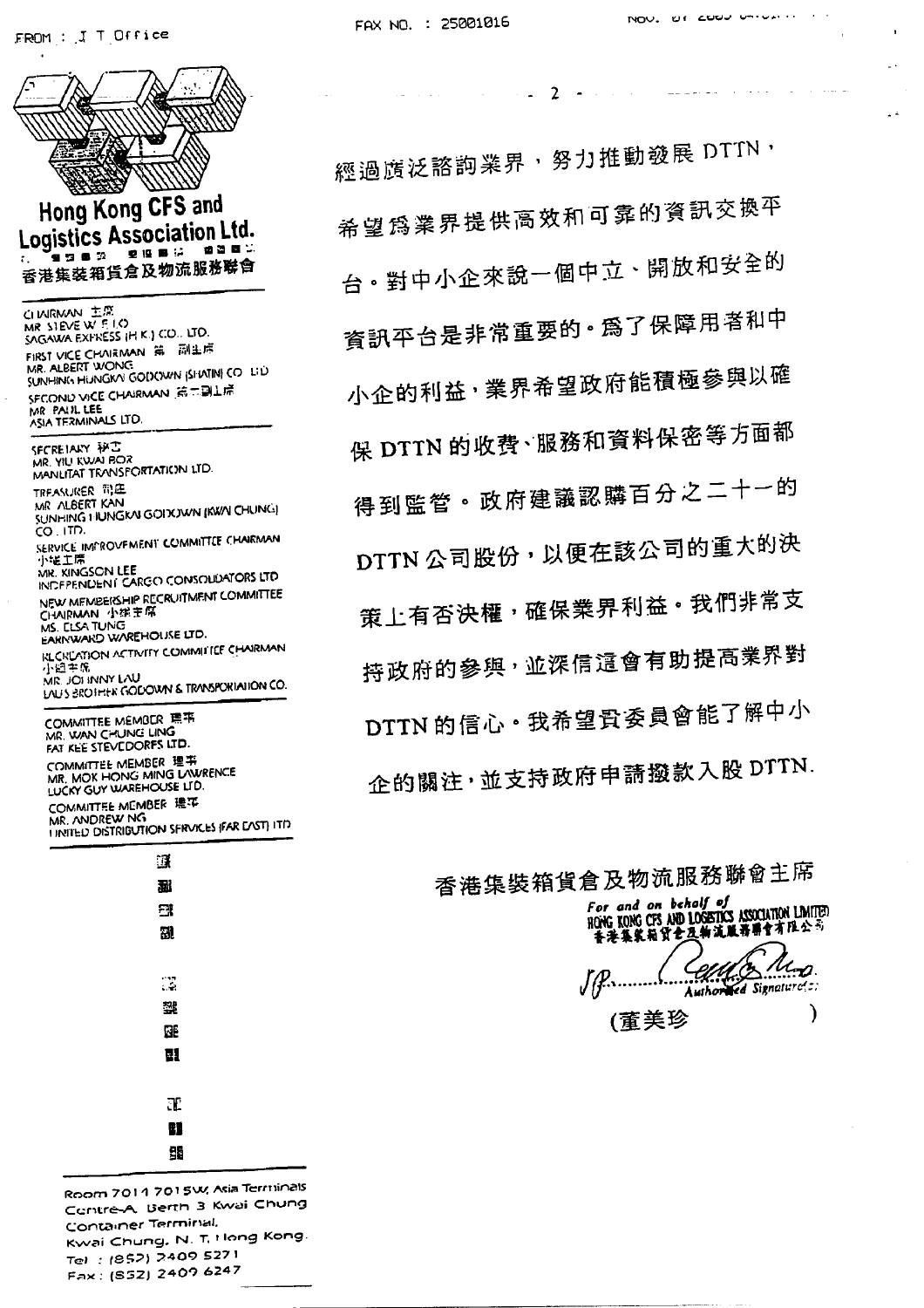**Hong Kong CFS and Logistics Association Ltd.**
香港集裝箱貨倉及物流服務聯會

CHAIRMAN 主席
MR. STEVE W. F. LO
SAGAWA EXPRESS (H.K.) CO., LTD.

FIRST VICE CHAIRMAN 第一副主席
MR. ALBERT WONG
SUNHING HUNGKAI GODOWN (SHATIN) CO. LTD

SECOND VICE CHAIRMAN 第二副主席
MR. PAUL LEE
ASIA TERMINALS LTD.

SECRETARY 秘書
MR. YIU KWAI BOR
MANUTAT TRANSPORTATION LTD.

TREASURER 司庫
MR. ALBERT KAN
SUNHING HUNGKAI GODOWN (KWAI CHUNG) CO. LTD.

SERVICE IMPROVEMENT COMMITTEE CHAIRMAN 小組主席
MR. KINGSON LEE
INDEPENDENT CARGO CONSOLIDATORS LTD

NEW MEMBERSHIP RECRUITMENT COMMITTEE CHAIRMAN 小組主席
MS. ELSA TUNG
EARNWARD WAREHOUSE LTD.

RECREATION ACTIVITY COMMITTEE CHAIRMAN 小組主席
MR. JOHNNY LAU
LAU'S BROTHER GODOWN & TRANSPORTATION CO.

COMMITTEE MEMBER 理事
MR. WAN CHUNG LING
FAT KEE STEVEDORES LTD.

COMMITTEE MEMBER 理事
MR. MOK HONG MING LAWRENCE
LUCKY GUY WAREHOUSE LTD.

COMMITTEE MEMBER 理事
MR. ANDREW NG
UNITED DISTRIBUTION SERVICES (FAR EAST) LTD

Room 7014 7015W, Asia Terminals Centre-A, Berth 3 Kwai Chung Container Terminal, Kwai Chung, N. T. Hong Kong.
Tel : (852) 2409 5271
Fax : (852) 2409 6247

---

經過廣泛諮詢業界，努力推動發展 DTTN，希望為業界提供高效和可靠的資訊交換平台。對中小企來說一個中立、開放和安全的資訊平台是非常重要的。為了保障用者和中小企的利益，業界希望政府能積極參與以確保 DTTN 的收費、服務和資料保密等方面都得到監管。政府建議認購百分之二十一的 DTTN 公司股份，以便在該公司的重大的決策上有否決權，確保業界利益。我們非常支持政府的參與，並深信這會有助提高業界對 DTTN 的信心。我希望貴委員會能了解中小企的關注，並支持政府申請撥款入股 DTTN.

香港集裝箱貨倉及物流服務聯會主席

For and on behalf of
HONG KONG CFS AND LOGISTICS ASSOCIATION LIMITED
香港集裝箱貨倉及物流服務聯會有限公司

Authorised Signature(s)

(董美珍)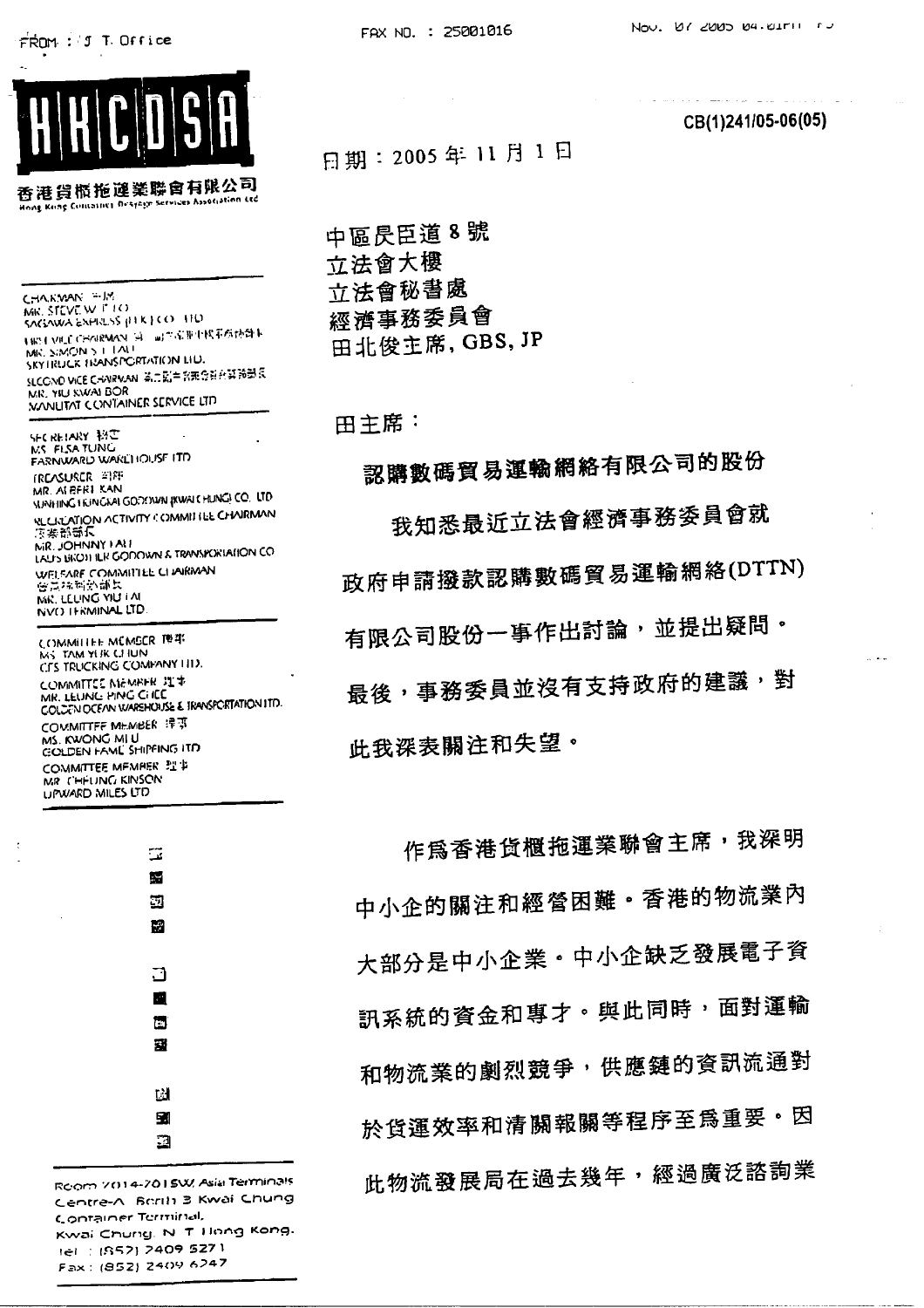FROM : J T. Office　　FAX NO. : 25001016

CB(1)241/05-06(05)

**HKCDSA**

香港貨櫃拖運業聯會有限公司
Hong Kong Container Drayage Services Association Ltd

CHAIRMAN 主席
MR. STEVE W T LO
SAGAWA EXPRESS (H.K.) CO. LTD

FIRST VICE CHAIRMAN 第一副主席
MR. SIMON S T LAU
SKYTRUCK TRANSPORTATION LTD.

SECOND VICE CHAIRMAN 第二副主席
MR. YIU KWAI BOR
MANUTAT CONTAINER SERVICE LTD

SECRETARY 秘書
MS. ELSA TUNG
FARNWARD WAREHOUSE LTD

TREASURER 司庫
MR. ALBERT KAN
SUNHING HUNGKAI GODOWN (KWAI CHUNG) CO. LTD

RECREATION ACTIVITY COMMITTEE CHAIRMAN
康樂部部長
MR. JOHNNY LAU
LAU'S BROTHER GODOWN & TRANSPORTATION CO

WELFARE COMMITTEE CHAIRMAN
福利部部長
MR. LEUNG YIU LAI
NVO TERMINAL LTD

COMMITTEE MEMBER 理事
MS. TAM YUK CHUN
CFS TRUCKING COMPANY LTD.

COMMITTEE MEMBER 理事
MR. LEUNG PING CHEE
GOLDEN OCEAN WAREHOUSE & TRANSPORTATION LTD.

COMMITTEE MEMBER 理事
MS. KWONG MI LI
GOLDEN FAME SHIPPING LTD

COMMITTEE MEMBER 理事
MR. CHEUNG KINSON
UPWARD MILES LTD

Room 7014-7015W, Asia Terminals Centre-A, Berth 3 Kwai Chung Container Terminal, Kwai Chung, N.T. Hong Kong.
Tel : (852) 2409 5271
Fax : (852) 2409 6247

日期：2005 年 11 月 1 日

中區昃臣道 8 號
立法會大樓
立法會秘書處
經濟事務委員會
田北俊主席, GBS, JP

田主席：

**認購數碼貿易運輸網絡有限公司的股份**

我知悉最近立法會經濟事務委員會就政府申請撥款認購數碼貿易運輸網絡(DTTN)有限公司股份一事作出討論，並提出疑問。最後，事務委員並沒有支持政府的建議，對此我深表關注和失望。

作爲香港貨櫃拖運業聯會主席，我深明中小企的關注和經營困難。香港的物流業內大部分是中小企業。中小企缺乏發展電子資訊系統的資金和專才。與此同時，面對運輸和物流業的劇烈競爭，供應鏈的資訊流通對於貨運效率和清關報關等程序至爲重要。因此物流發展局在過去幾年，經過廣泛諮詢業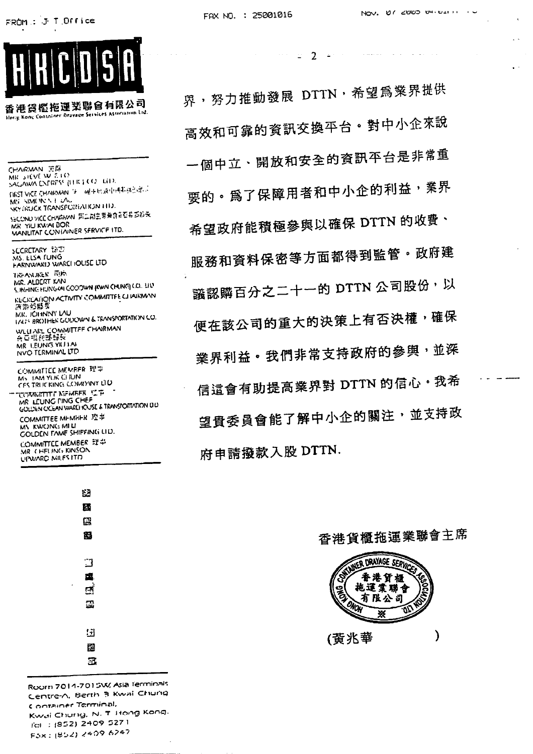FROM : J T Office　　FAX NO. : 25001016　　Nov. 07 2005

# HKCDSA

**香港貨櫃拖運業聯會有限公司**
Hong Kong Container Drayage Services Association Ltd.

CHAIRMAN 主席
MR STEVE W E LO
SAGAWA EXPRESS (H.K.) CO. LTD.

FIRST VICE CHAIRMAN
MR SIMON S T LAU
SKYTRUCK TRANSPORTATION LTD.

SECOND VICE CHAIRMAN
MR YIU KWAI BOR
MANLITAT CONTAINER SERVICE LTD.

SECRETARY 秘書
MS. ELSA FUNG
FARNWARD WAREHOUSE LTD

TREASURER 司庫
MR. ALBERT KAN
S. INHING HUNGKAI GODOWN (KWAI CHUNG) CO. LTD

RECREATION ACTIVITY COMMITTEE CHAIRMAN
MR. JOHNNY LAU
LAU'S BROTHER GODOWN & TRANSPORTATION CO.

WELFARE COMMITTEE CHAIRMAN
MR LEUNG YIU LAI
NVO TERMINAL LTD

COMMITTEE MEMBER 理事
MS TAM YUK CHUN
CFS TRUCKING COMPANY LTD

COMMITTEE MEMBER 理事
MR LEUNG PING CHEF
GOLDEN OCEAN WAREHOUSE & TRANSPORTATION LTD

COMMITTEE MEMBER 理事
MS KWONG MI LI
GOLDEN FAME SHIPPING LTD.

COMMITTEE MEMBER 理事
MR CHEUNG KINSON
UPWARD MILES LTD

Room 7014-7015W, Asia Terminals Centre-A, Berth 3 Kwai Chung Container Terminal, Kwai Chung, N. T. Hong Kong.
Tel : (852) 2409 5271
Fax : (852) 2409 6747

界，努力推動發展 DTTN，希望爲業界提供高效和可靠的資訊交換平台。對中小企來說一個中立、開放和安全的資訊平台是非常重要的。爲了保障用者和中小企的利益，業界希望政府能積極參與以確保 DTTN 的收費、服務和資料保密等方面都得到監管。政府建議認購百分之二十一的 DTTN 公司股份，以便在該公司的重大的決策上有否決權，確保業界利益。我們非常支持政府的參與，並深信這會有助提高業界對 DTTN 的信心。我希望貴委員會能了解中小企的關注，並支持政府申請撥款入股 DTTN.

香港貨櫃拖運業聯會主席

（香港貨櫃拖運業聯會有限公司 Hong Kong Container Drayage Services Association Ltd.）

(黄兆華　　　　)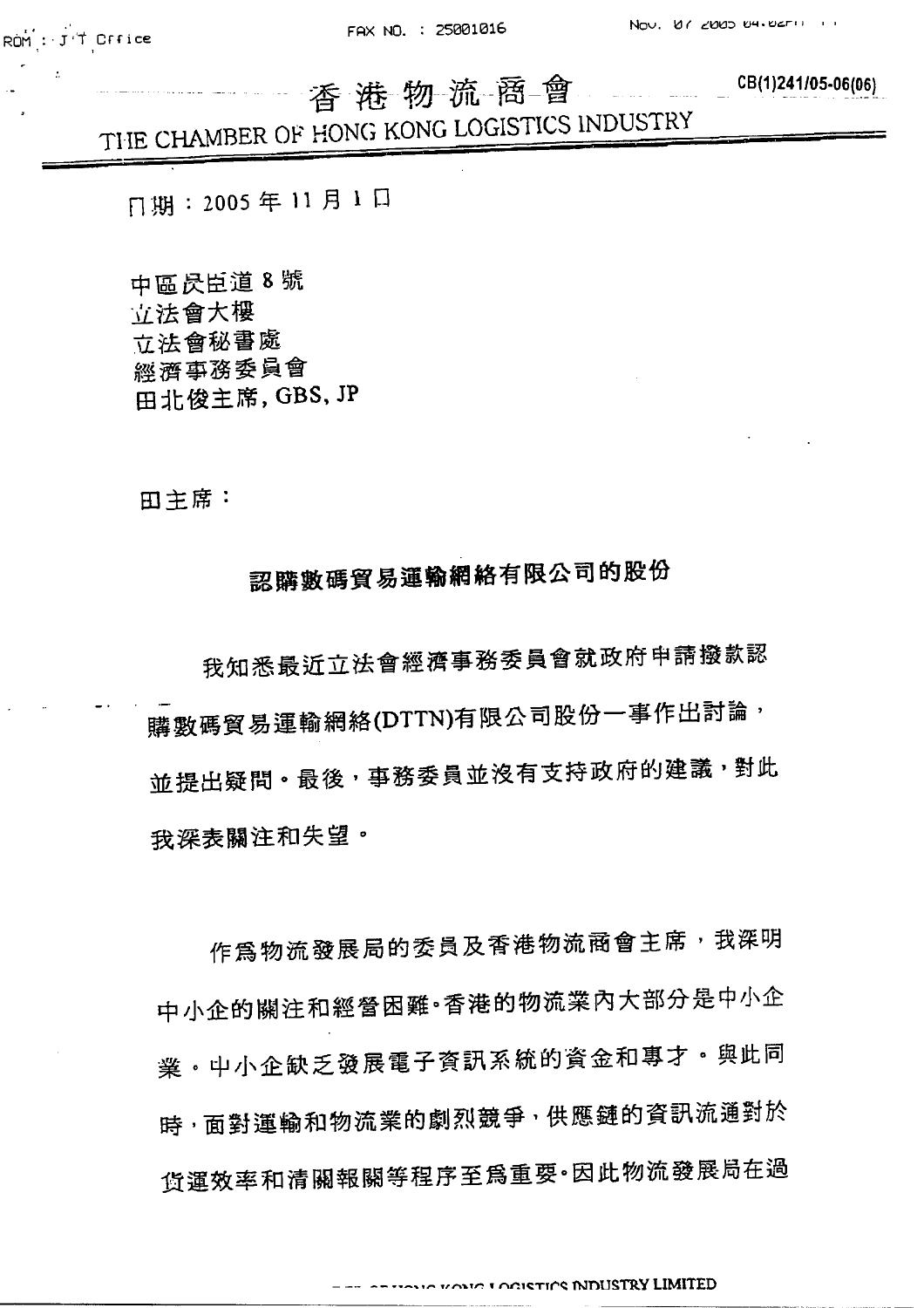CB(1)241/05-06(06)

# 香港物流商會
# THE CHAMBER OF HONG KONG LOGISTICS INDUSTRY

日期：2005 年 11 月 1 日

中區昃臣道 8 號
立法會大樓
立法會秘書處
經濟事務委員會
田北俊主席, GBS, JP

田主席：

**認購數碼貿易運輸網絡有限公司的股份**

我知悉最近立法會經濟事務委員會就政府申請撥款認購數碼貿易運輸網絡(DTTN)有限公司股份一事作出討論，並提出疑問。最後，事務委員並沒有支持政府的建議，對此我深表關注和失望。

作爲物流發展局的委員及香港物流商會主席，我深明中小企的關注和經營困難。香港的物流業內大部分是中小企業。中小企缺乏發展電子資訊系統的資金和專才。與此同時，面對運輸和物流業的劇烈競爭，供應鏈的資訊流通對於貨運效率和清關報關等程序至爲重要。因此物流發展局在過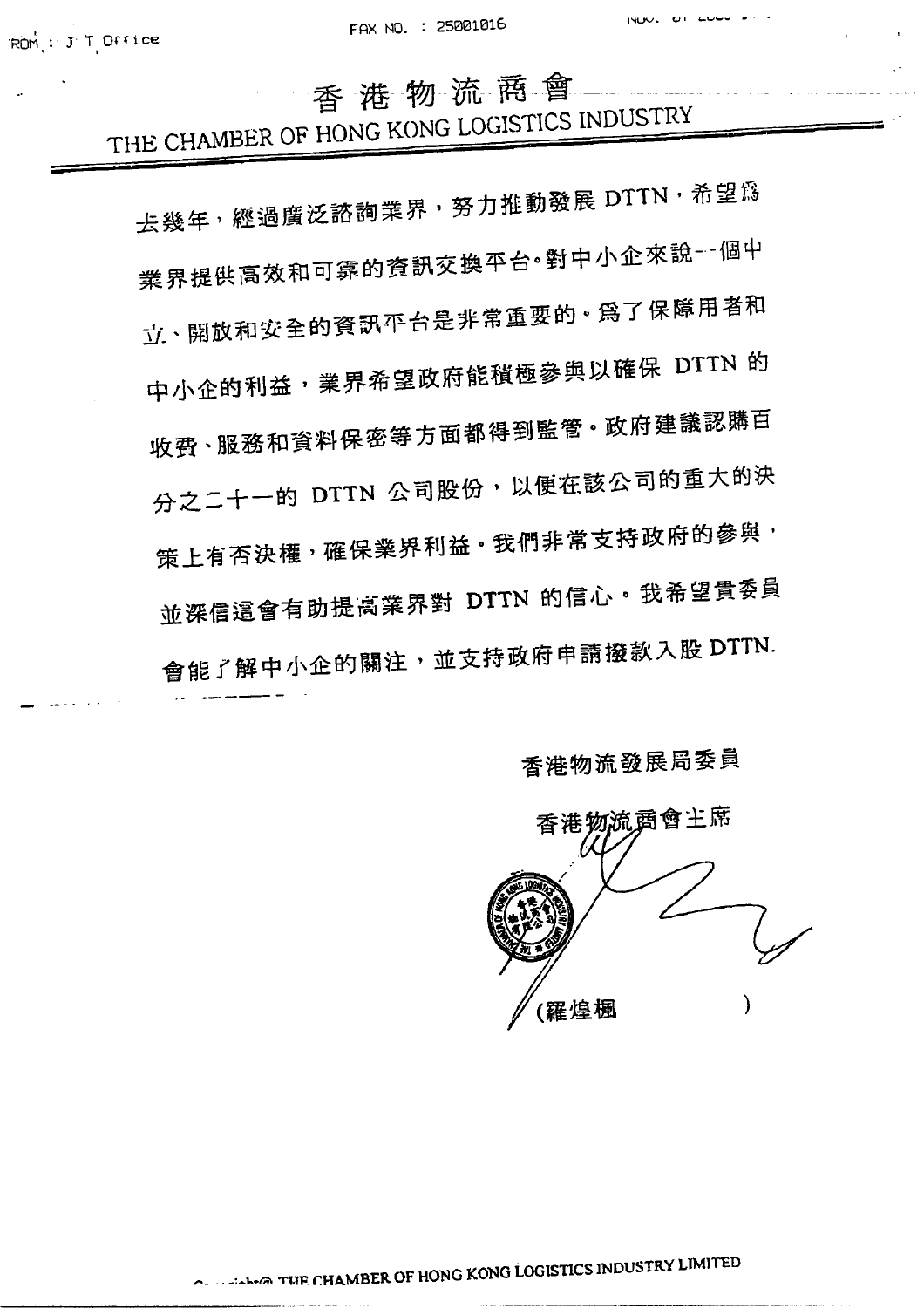# 香港物流商會
## THE CHAMBER OF HONG KONG LOGISTICS INDUSTRY

去幾年，經過廣泛諮詢業界，努力推動發展 DTTN，希望爲業界提供高效和可靠的資訊交換平台。對中小企來說一個中立、開放和安全的資訊平台是非常重要的。爲了保障用者和中小企的利益，業界希望政府能積極參與以確保 DTTN 的收費、服務和資料保密等方面都得到監管。政府建議認購百分之二十一的 DTTN 公司股份，以便在該公司的重大的決策上有否決權，確保業界利益。我們非常支持政府的參與，並深信這會有助提高業界對 DTTN 的信心。我希望貴委員會能了解中小企的關注，並支持政府申請撥款入股 DTTN.

香港物流發展局委員

香港物流商會主席

(羅煌楓 )

Copyright@ THE CHAMBER OF HONG KONG LOGISTICS INDUSTRY LIMITED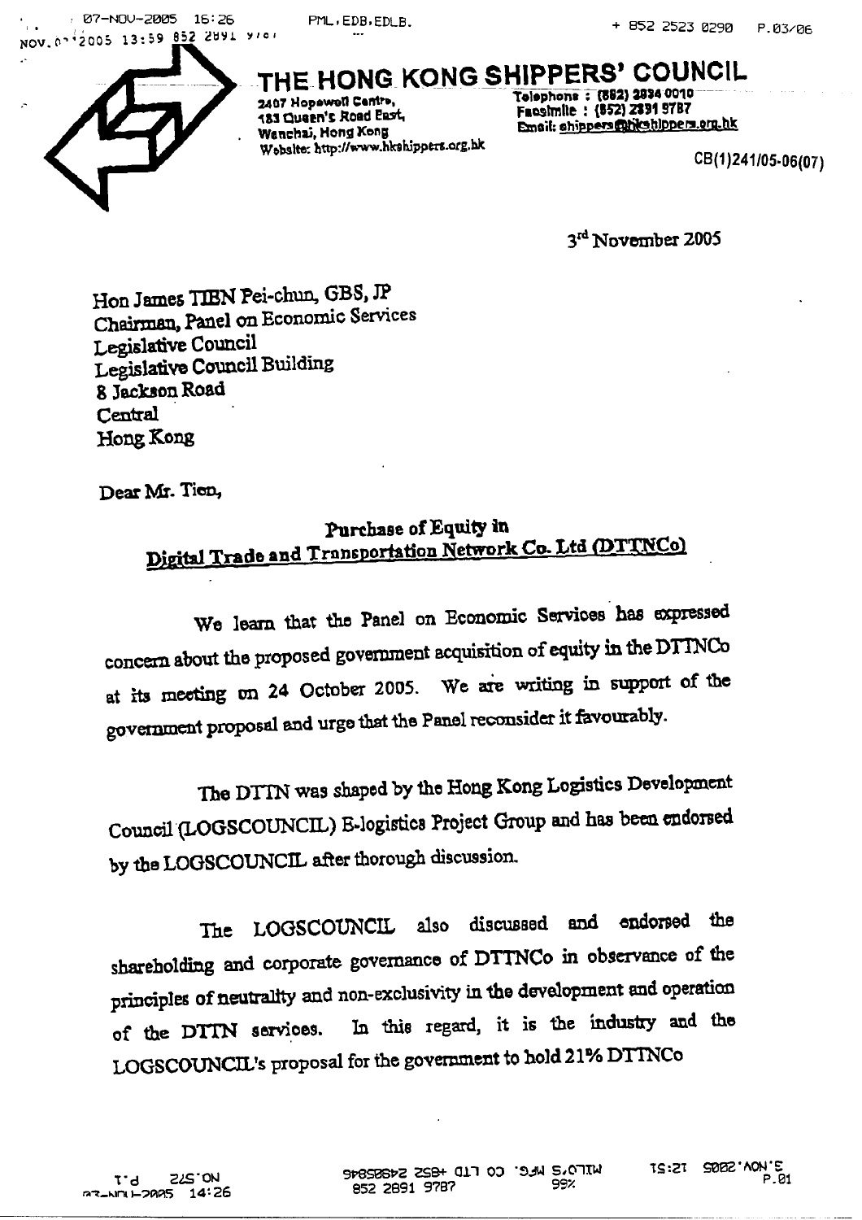# THE HONG KONG SHIPPERS' COUNCIL

2407 Hopewell Centre,
183 Queen's Road East,
Wanchai, Hong Kong
Website: http://www.hkshippers.org.hk

Telephone : (852) 2834 0010
Facsimile : (852) 2891 9787
Email: shippers@hkshippers.org.hk

CB(1)241/05-06(07)

3rd November 2005

Hon James TIEN Pei-chun, GBS, JP
Chairman, Panel on Economic Services
Legislative Council
Legislative Council Building
8 Jackson Road
Central
Hong Kong

Dear Mr. Tien,

**Purchase of Equity in**
**Digital Trade and Transportation Network Co. Ltd (DTTNCo)**

We learn that the Panel on Economic Services has expressed concern about the proposed government acquisition of equity in the DTTNCo at its meeting on 24 October 2005. We are writing in support of the government proposal and urge that the Panel reconsider it favourably.

The DTTN was shaped by the Hong Kong Logistics Development Council (LOGSCOUNCIL) E-logistics Project Group and has been endorsed by the LOGSCOUNCIL after thorough discussion.

The LOGSCOUNCIL also discussed and endorsed the shareholding and corporate governance of DTTNCo in observance of the principles of neutrality and non-exclusivity in the development and operation of the DTTN services. In this regard, it is the industry and the LOGSCOUNCIL's proposal for the government to hold 21% DTTNCo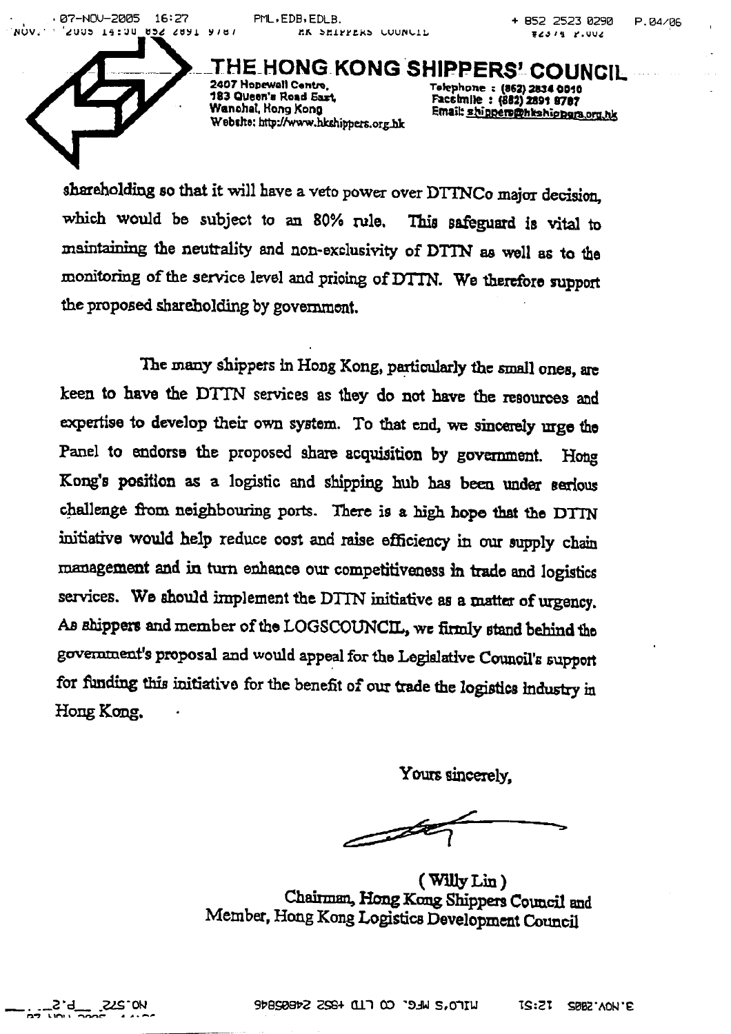# THE HONG KONG SHIPPERS' COUNCIL

2407 Hopewell Centre,
183 Queen's Road East,
Wanchai, Hong Kong
Website: http://www.hkshippers.org.hk

Telephone : (852) 2834 0010
Facsimile : (852) 2891 9787
Email: shippers@hkshippers.org.hk

shareholding so that it will have a veto power over DTTNCo major decision, which would be subject to an 80% rule. This safeguard is vital to maintaining the neutrality and non-exclusivity of DTTN as well as to the monitoring of the service level and pricing of DTTN. We therefore support the proposed shareholding by government.

The many shippers in Hong Kong, particularly the small ones, are keen to have the DTTN services as they do not have the resources and expertise to develop their own system. To that end, we sincerely urge the Panel to endorse the proposed share acquisition by government. Hong Kong's position as a logistic and shipping hub has been under serious challenge from neighbouring ports. There is a high hope that the DTTN initiative would help reduce cost and raise efficiency in our supply chain management and in turn enhance our competitiveness in trade and logistics services. We should implement the DTTN initiative as a matter of urgency. As shippers and member of the LOGSCOUNCIL, we firmly stand behind the government's proposal and would appeal for the Legislative Council's support for funding this initiative for the benefit of our trade the logistics industry in Hong Kong.

Yours sincerely,

( Willy Lin )
Chairman, Hong Kong Shippers Council and
Member, Hong Kong Logistics Development Council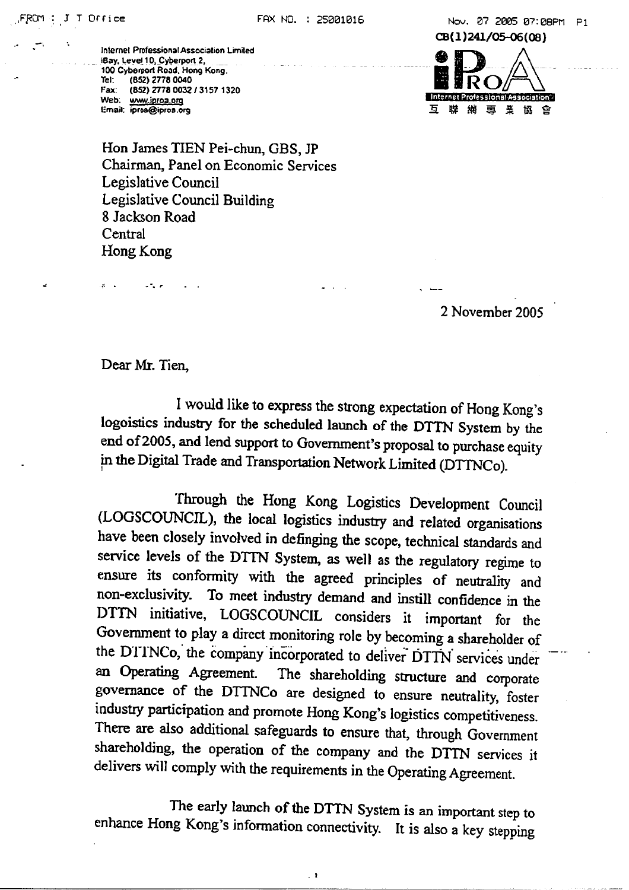CB(1)241/05-06(08)

Internet Professional Association Limited
iBay, Level 10, Cyberport 2,
100 Cyberport Road, Hong Kong.
Tel: (852) 2778 0040
Fax: (852) 2778 0032 / 3157 1320
Web: www.iproa.org
Email: iproa@iproa.org

iPROA
Internet Professional Association
互聯網專業協會

Hon James TIEN Pei-chun, GBS, JP
Chairman, Panel on Economic Services
Legislative Council
Legislative Council Building
8 Jackson Road
Central
Hong Kong

2 November 2005

Dear Mr. Tien,

I would like to express the strong expectation of Hong Kong's logoistics industry for the scheduled launch of the DTTN System by the end of 2005, and lend support to Government's proposal to purchase equity in the Digital Trade and Transportation Network Limited (DTTNCo).

Through the Hong Kong Logistics Development Council (LOGSCOUNCIL), the local logistics industry and related organisations have been closely involved in definging the scope, technical standards and service levels of the DTTN System, as well as the regulatory regime to ensure its conformity with the agreed principles of neutrality and non-exclusivity. To meet industry demand and instill confidence in the DTTN initiative, LOGSCOUNCIL considers it important for the Government to play a direct monitoring role by becoming a shareholder of the DTTNCo, the company incorporated to deliver DTTN services under an Operating Agreement. The shareholding structure and corporate governance of the DTTNCo are designed to ensure neutrality, foster industry participation and promote Hong Kong's logistics competitiveness. There are also additional safeguards to ensure that, through Government shareholding, the operation of the company and the DTTN services it delivers will comply with the requirements in the Operating Agreement.

The early launch of the DTTN System is an important step to enhance Hong Kong's information connectivity. It is also a key stepping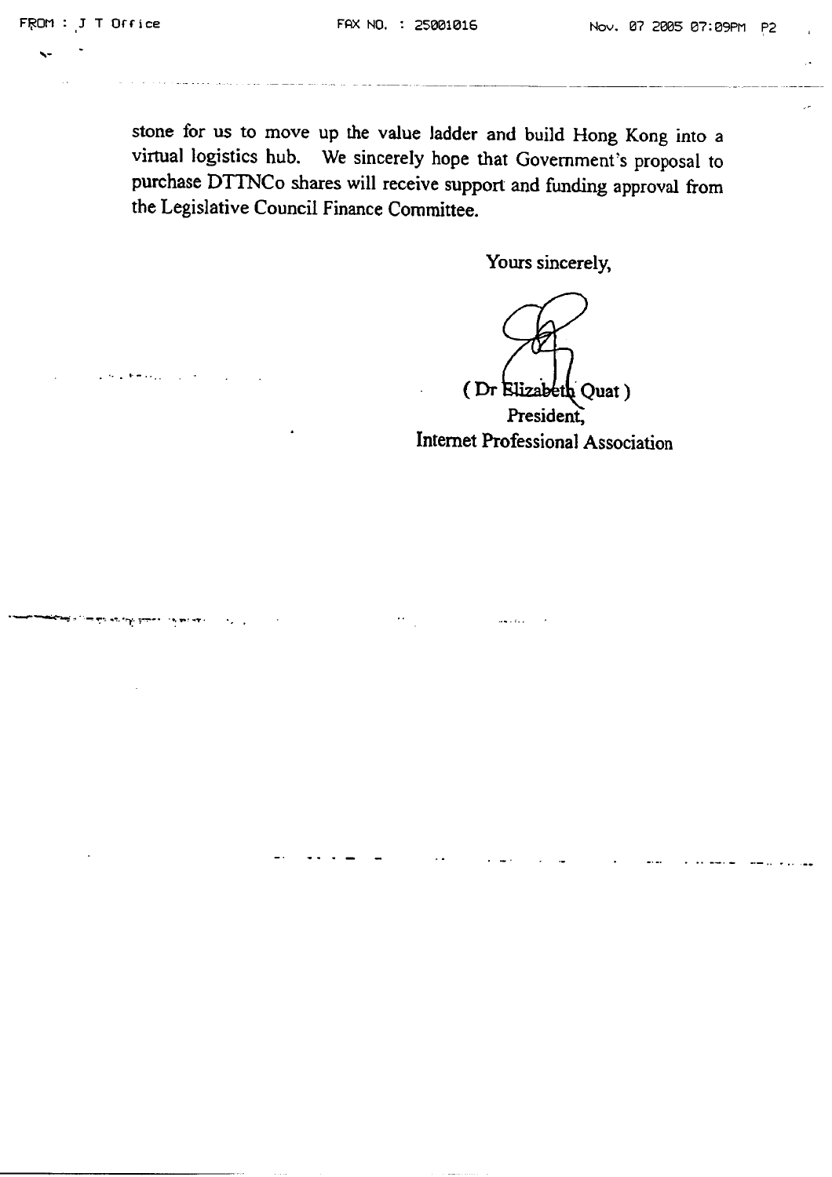stone for us to move up the value ladder and build Hong Kong into a virtual logistics hub. We sincerely hope that Government's proposal to purchase DTTNCo shares will receive support and funding approval from the Legislative Council Finance Committee.

Yours sincerely,

( Dr Elizabeth Quat )
President,
Internet Professional Association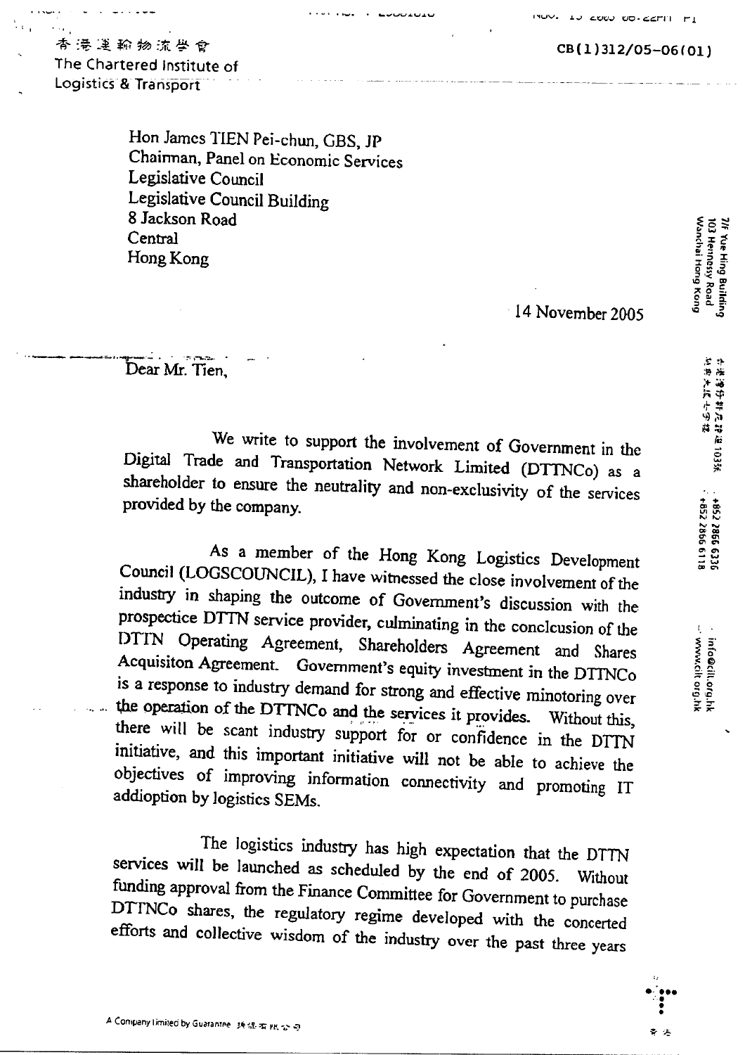香港運輸物流學會
The Chartered Institute of Logistics & Transport

CB(1)312/05-06(01)

7/F Yue Hing Building
103 Hennessy Road
Wanchai Hong Kong

+852 2866 6336
+852 2866 6118

info@cilt.org.hk
www.cilt.org.hk

Hon James TIEN Pei-chun, GBS, JP
Chairman, Panel on Economic Services
Legislative Council
Legislative Council Building
8 Jackson Road
Central
Hong Kong

14 November 2005

Dear Mr. Tien,

We write to support the involvement of Government in the Digital Trade and Transportation Network Limited (DTTNCo) as a shareholder to ensure the neutrality and non-exclusivity of the services provided by the company.

As a member of the Hong Kong Logistics Development Council (LOGSCOUNCIL), I have witnessed the close involvement of the industry in shaping the outcome of Government's discussion with the prospectice DTTN service provider, culminating in the conclcusion of the DTTN Operating Agreement, Shareholders Agreement and Shares Acquisiton Agreement. Government's equity investment in the DTTNCo is a response to industry demand for strong and effective minotoring over the operation of the DTTNCo and the services it provides. Without this, there will be scant industry support for or confidence in the DTTN initiative, and this important initiative will not be able to achieve the objectives of improving information connectivity and promoting IT addioption by logistics SEMs.

The logistics industry has high expectation that the DTTN services will be launched as scheduled by the end of 2005. Without funding approval from the Finance Committee for Government to purchase DTTNCo shares, the regulatory regime developed with the concerted efforts and collective wisdom of the industry over the past three years

A Company Limited by Guarantee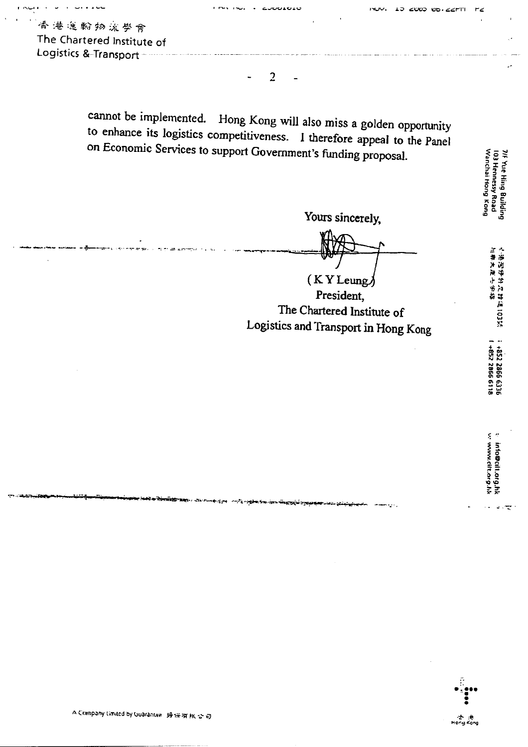cannot be implemented. Hong Kong will also miss a golden opportunity to enhance its logistics competitiveness. I therefore appeal to the Panel on Economic Services to support Government's funding proposal.

Yours sincerely,

(K Y Leung)
President,
The Chartered Institute of
Logistics and Transport in Hong Kong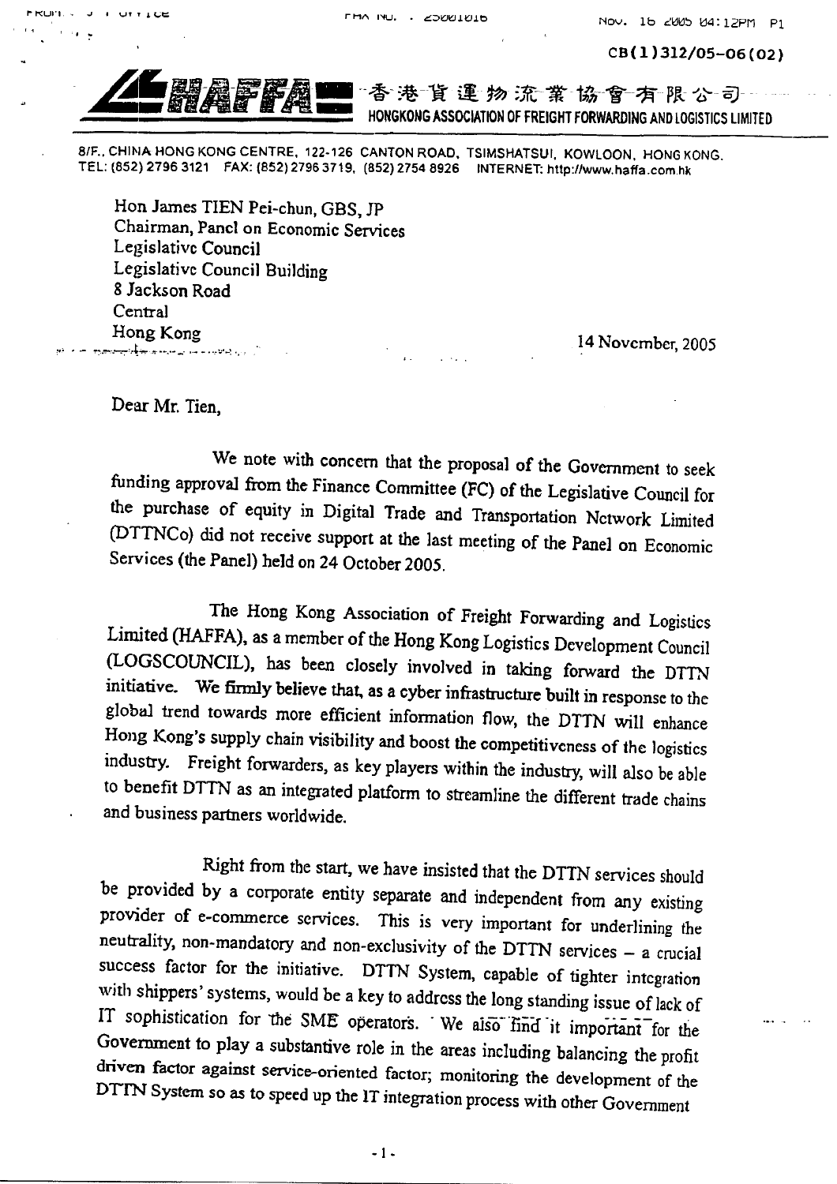CB(1)312/05-06(02)

香港貨運物流業協會有限公司
HONGKONG ASSOCIATION OF FREIGHT FORWARDING AND LOGISTICS LIMITED

8/F., CHINA HONG KONG CENTRE, 122-126 CANTON ROAD, TSIMSHATSUI, KOWLOON, HONG KONG.
TEL: (852) 2796 3121 FAX: (852) 2796 3719, (852) 2754 8926 INTERNET: http://www.haffa.com.hk

Hon James TIEN Pei-chun, GBS, JP
Chairman, Panel on Economic Services
Legislative Council
Legislative Council Building
8 Jackson Road
Central
Hong Kong

14 November, 2005

Dear Mr. Tien,

We note with concern that the proposal of the Government to seek funding approval from the Finance Committee (FC) of the Legislative Council for the purchase of equity in Digital Trade and Transportation Network Limited (DTTNCo) did not receive support at the last meeting of the Panel on Economic Services (the Panel) held on 24 October 2005.

The Hong Kong Association of Freight Forwarding and Logistics Limited (HAFFA), as a member of the Hong Kong Logistics Development Council (LOGSCOUNCIL), has been closely involved in taking forward the DTTN initiative. We firmly believe that, as a cyber infrastructure built in response to the global trend towards more efficient information flow, the DTTN will enhance Hong Kong's supply chain visibility and boost the competitiveness of the logistics industry. Freight forwarders, as key players within the industry, will also be able to benefit DTTN as an integrated platform to streamline the different trade chains and business partners worldwide.

Right from the start, we have insisted that the DTTN services should be provided by a corporate entity separate and independent from any existing provider of e-commerce services. This is very important for underlining the neutrality, non-mandatory and non-exclusivity of the DTTN services – a crucial success factor for the initiative. DTTN System, capable of tighter integration with shippers' systems, would be a key to address the long standing issue of lack of IT sophistication for the SME operators. We also find it important for the Government to play a substantive role in the areas including balancing the profit driven factor against service-oriented factor; monitoring the development of the DTTN System so as to speed up the IT integration process with other Government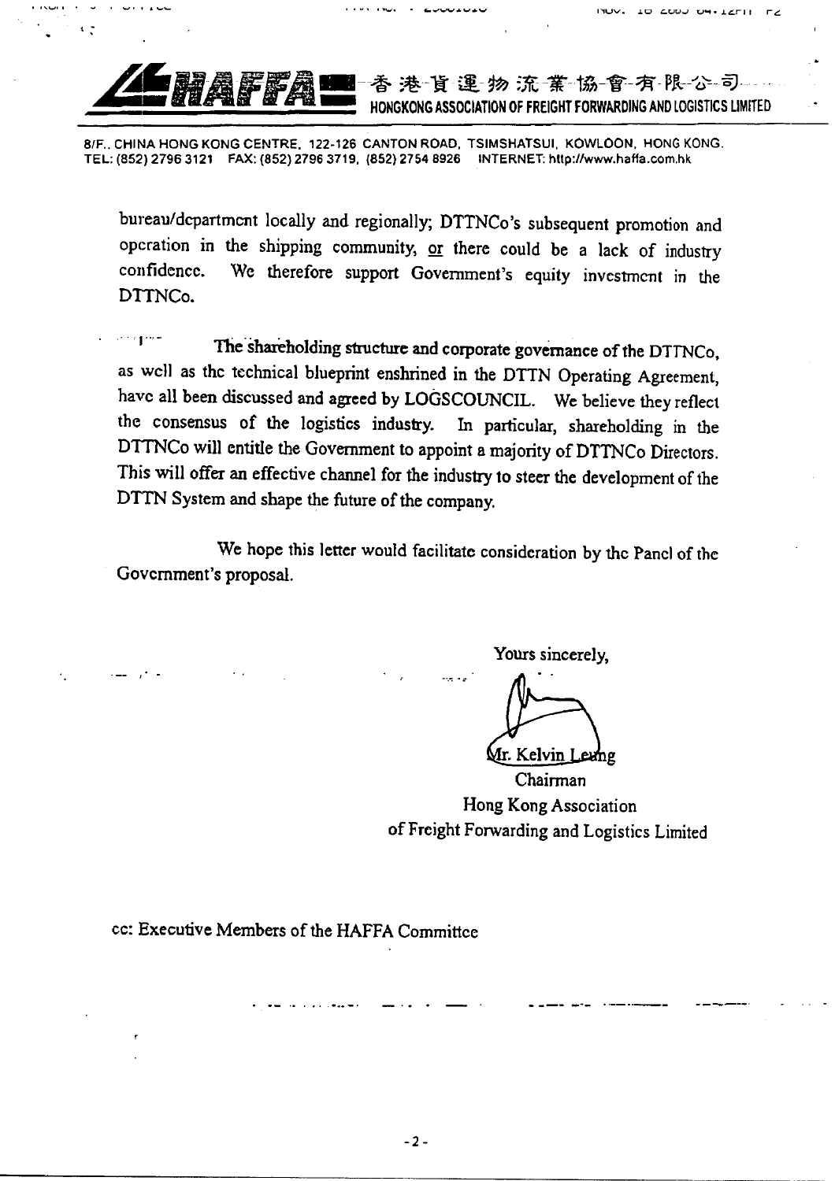**HAFFA** 香港貨運物流業協會有限公司
HONGKONG ASSOCIATION OF FREIGHT FORWARDING AND LOGISTICS LIMITED

8/F., CHINA HONG KONG CENTRE, 122-126 CANTON ROAD, TSIMSHATSUI, KOWLOON, HONG KONG.
TEL: (852) 2796 3121 FAX: (852) 2796 3719, (852) 2754 8926 INTERNET: http://www.haffa.com.hk

bureau/department locally and regionally; DTTNCo's subsequent promotion and operation in the shipping community, or there could be a lack of industry confidence. We therefore support Government's equity investment in the DTTNCo.

The shareholding structure and corporate governance of the DTTNCo, as well as the technical blueprint enshrined in the DTTN Operating Agreement, have all been discussed and agreed by LOGSCOUNCIL. We believe they reflect the consensus of the logistics industry. In particular, shareholding in the DTTNCo will entitle the Government to appoint a majority of DTTNCo Directors. This will offer an effective channel for the industry to steer the development of the DTTN System and shape the future of the company.

We hope this letter would facilitate consideration by the Panel of the Government's proposal.

Yours sincerely,

Mr. Kelvin Leung
Chairman
Hong Kong Association
of Freight Forwarding and Logistics Limited

cc: Executive Members of the HAFFA Committee